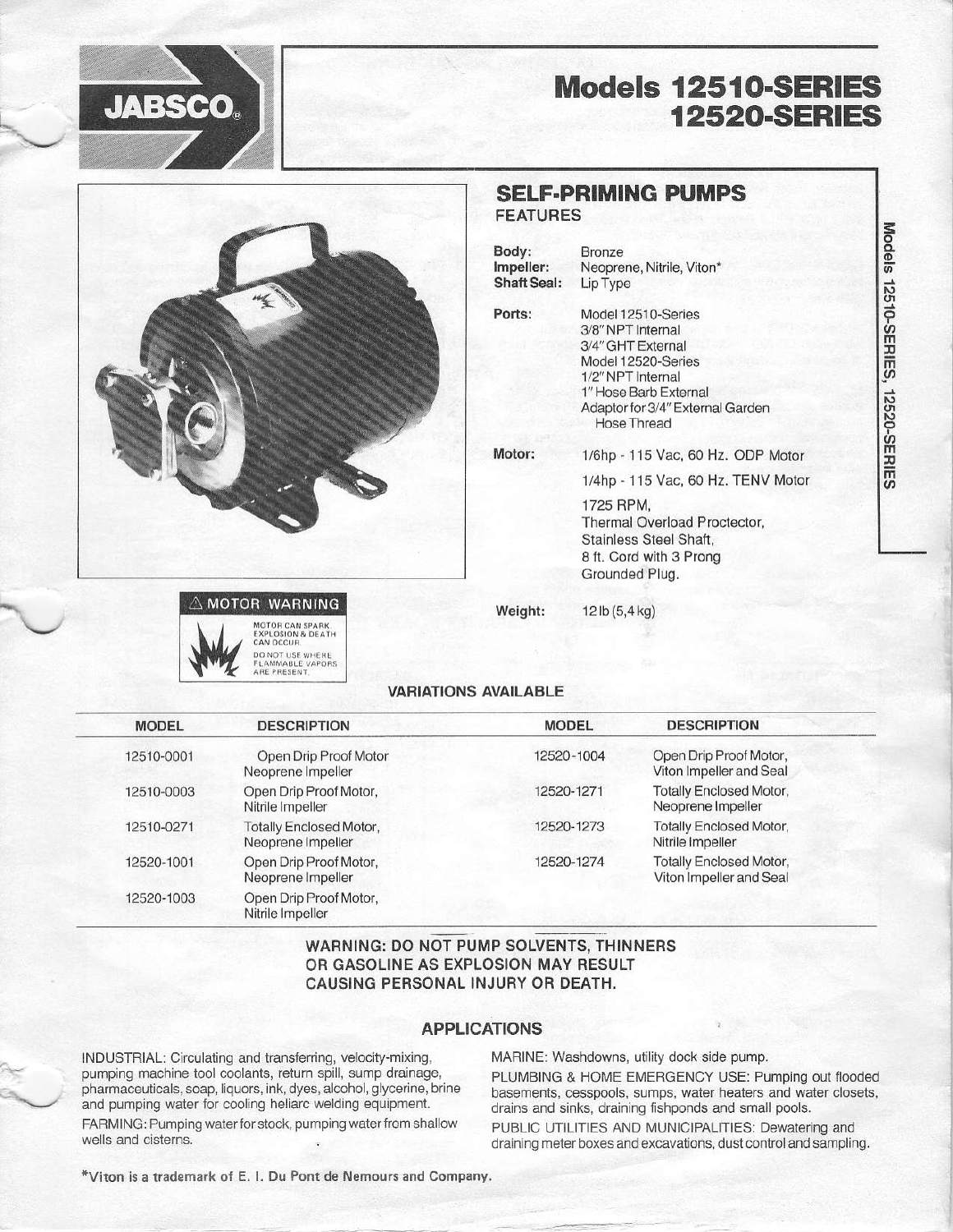JABSCO®

# Models 12510-SERIES 12520-SERIES

## SELF-PRIMING PUMPS

### FEATURES

**Body:** Bronze

**Impeller:** Neoprene, Nitrile, Viton*

**Shaft Seal:** Lip Type

**Ports:** Model 12510-Series
3/8" NPT Internal
3/4" GHT External
Model 12520-Series
1/2" NPT Internal
1" Hose Barb External
Adaptor for 3/4" External Garden Hose Thread

**Motor:** 1/6hp - 115 Vac, 60 Hz. ODP Motor
1/4hp - 115 Vac, 60 Hz. TENV Motor
1725 RPM,
Thermal Overload Proctector,
Stainless Steel Shaft,
8 ft. Cord with 3 Prong Grounded Plug.

**Weight:** 12 lb (5,4 kg)

⚠ MOTOR WARNING

MOTOR CAN SPARK. EXPLOSION & DEATH CAN OCCUR.
DO NOT USE WHERE FLAMMABLE VAPORS ARE PRESENT.

### VARIATIONS AVAILABLE

| MODEL | DESCRIPTION | MODEL | DESCRIPTION |
|---|---|---|---|
| 12510-0001 | Open Drip Proof Motor Neoprene Impeller | 12520-1004 | Open Drip Proof Motor, Viton Impeller and Seal |
| 12510-0003 | Open Drip Proof Motor, Nitrile Impeller | 12520-1271 | Totally Enclosed Motor, Neoprene Impeller |
| 12510-0271 | Totally Enclosed Motor, Neoprene Impeller | 12520-1273 | Totally Enclosed Motor, Nitrile Impeller |
| 12520-1001 | Open Drip Proof Motor, Neoprene Impeller | 12520-1274 | Totally Enclosed Motor, Viton Impeller and Seal |
| 12520-1003 | Open Drip Proof Motor, Nitrile Impeller | | |

**WARNING: DO NOT PUMP SOLVENTS, THINNERS OR GASOLINE AS EXPLOSION MAY RESULT CAUSING PERSONAL INJURY OR DEATH.**

### APPLICATIONS

INDUSTRIAL: Circulating and transferring, velocity-mixing, pumping machine tool coolants, return spill, sump drainage, pharmaceuticals, soap, liquors, ink, dyes, alcohol, glycerine, brine and pumping water for cooling heliarc welding equipment.

FARMING: Pumping water for stock, pumping water from shallow wells and cisterns.

MARINE: Washdowns, utility dock side pump.

PLUMBING & HOME EMERGENCY USE: Pumping out flooded basements, cesspools, sumps, water heaters and water closets, drains and sinks, draining fishponds and small pools.

PUBLIC UTILITIES AND MUNICIPALITIES: Dewatering and draining meter boxes and excavations, dust control and sampling.

*Viton is a trademark of E. I. Du Pont de Nemours and Company.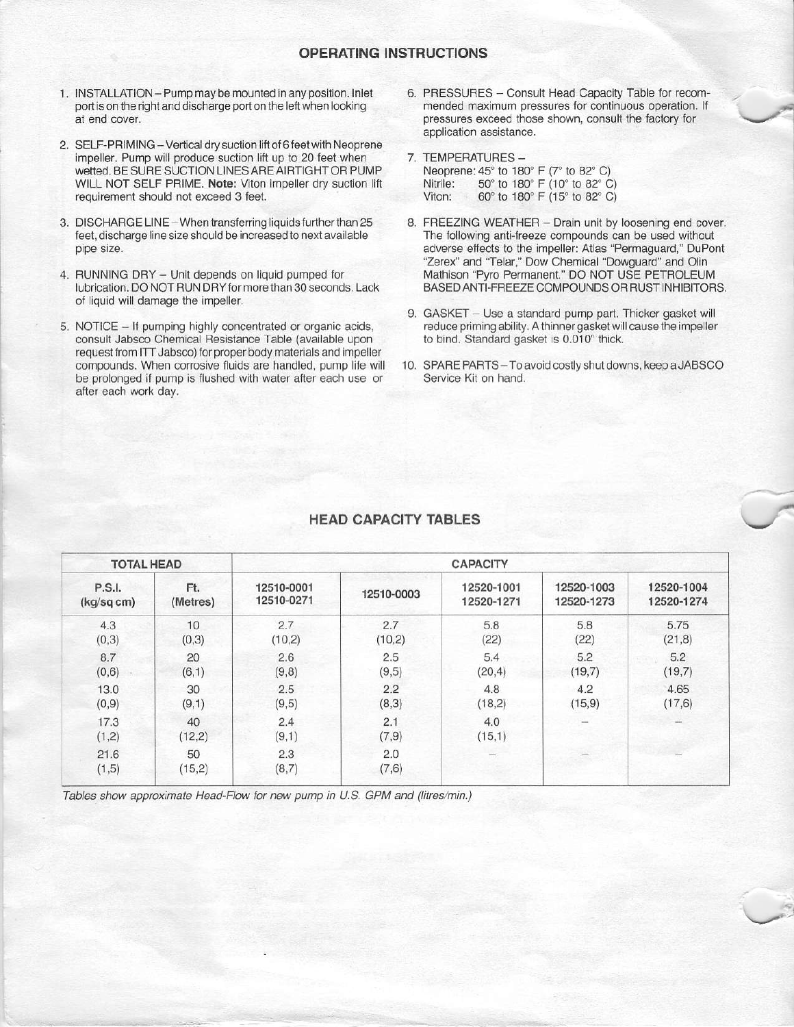## OPERATING INSTRUCTIONS

1. INSTALLATION – Pump may be mounted in any position. Inlet port is on the right and discharge port on the left when looking at end cover.

2. SELF-PRIMING – Vertical dry suction lift of 6 feet with Neoprene impeller. Pump will produce suction lift up to 20 feet when wetted. BE SURE SUCTION LINES ARE AIRTIGHT OR PUMP WILL NOT SELF PRIME. **Note:** Viton impeller dry suction lift requirement should not exceed 3 feet.

3. DISCHARGE LINE – When transferring liquids further than 25 feet, discharge line size should be increased to next available pipe size.

4. RUNNING DRY – Unit depends on liquid pumped for lubrication. DO NOT RUN DRY for more than 30 seconds. Lack of liquid will damage the impeller.

5. NOTICE – If pumping highly concentrated or organic acids, consult Jabsco Chemical Resistance Table (available upon request from ITT Jabsco) for proper body materials and impeller compounds. When corrosive fluids are handled, pump life will be prolonged if pump is flushed with water after each use or after each work day.

6. PRESSURES – Consult Head Capacity Table for recommended maximum pressures for continuous operation. If pressures exceed those shown, consult the factory for application assistance.

7. TEMPERATURES –
   Neoprene: 45° to 180° F (7° to 82° C)
   Nitrile: 50° to 180° F (10° to 82° C)
   Viton: 60° to 180° F (15° to 82° C)

8. FREEZING WEATHER – Drain unit by loosening end cover. The following anti-freeze compounds can be used without adverse effects to the impeller: Atlas "Permaguard," DuPont "Zerex" and "Telar," Dow Chemical "Dowguard" and Olin Mathison "Pyro Permanent." DO NOT USE PETROLEUM BASED ANTI-FREEZE COMPOUNDS OR RUST INHIBITORS.

9. GASKET – Use a standard pump part. Thicker gasket will reduce priming ability. A thinner gasket will cause the impeller to bind. Standard gasket is 0.010" thick.

10. SPARE PARTS – To avoid costly shut downs, keep a JABSCO Service Kit on hand.

## HEAD CAPACITY TABLES

| TOTAL HEAD | | CAPACITY | | | | |
|---|---|---|---|---|---|---|
| P.S.I. (kg/sq cm) | Ft. (Metres) | 12510-0001 12510-0271 | 12510-0003 | 12520-1001 12520-1271 | 12520-1003 12520-1273 | 12520-1004 12520-1274 |
| 4.3 (0,3) | 10 (0,3) | 2.7 (10,2) | 2.7 (10,2) | 5.8 (22) | 5.8 (22) | 5.75 (21,8) |
| 8.7 (0,6) | 20 (6,1) | 2.6 (9,8) | 2.5 (9,5) | 5.4 (20,4) | 5.2 (19,7) | 5.2 (19,7) |
| 13.0 (0,9) | 30 (9,1) | 2.5 (9,5) | 2.2 (8,3) | 4.8 (18,2) | 4.2 (15,9) | 4.65 (17,6) |
| 17.3 (1,2) | 40 (12,2) | 2.4 (9,1) | 2.1 (7,9) | 4.0 (15,1) | – | – |
| 21.6 (1,5) | 50 (15,2) | 2.3 (8,7) | 2.0 (7,6) | – | – | – |

*Tables show approximate Head-Flow for new pump in U.S. GPM and (litres/min.)*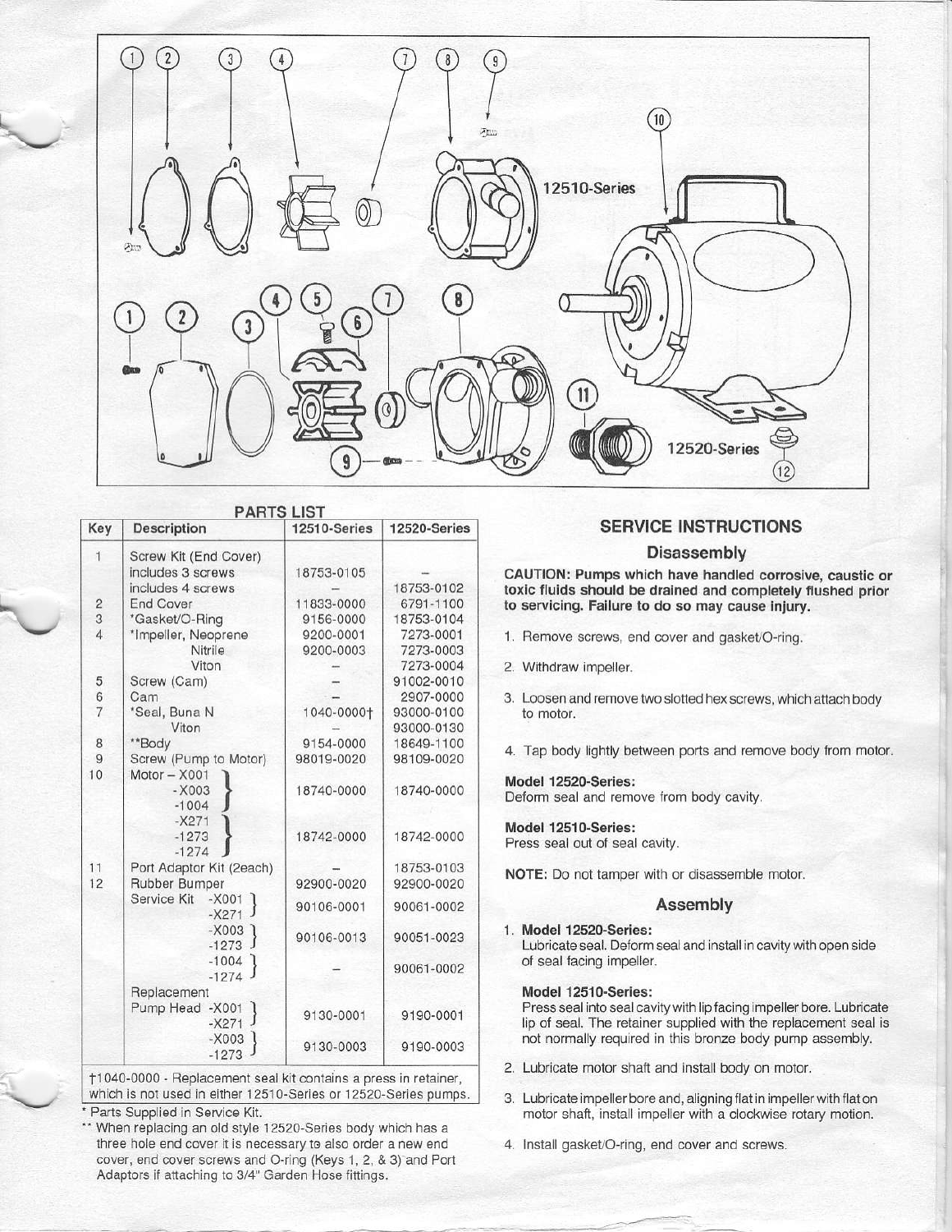12510-Series

12520-Series

## PARTS LIST

| Key | Description | 12510-Series | 12520-Series |
|---|---|---|---|
| 1 | Screw Kit (End Cover) | | |
| | includes 3 screws | 18753-0105 | – |
| | includes 4 screws | – | 18753-0102 |
| 2 | End Cover | 11833-0000 | 6791-1100 |
| 3 | *Gasket/O-Ring | 9156-0000 | 18753-0104 |
| 4 | *Impeller, Neoprene | 9200-0001 | 7273-0001 |
| | Nitrile | 9200-0003 | 7273-0003 |
| | Viton | – | 7273-0004 |
| 5 | Screw (Cam) | – | 91002-0010 |
| 6 | Cam | – | 2907-0000 |
| 7 | *Seal, Buna N | 1040-0000† | 93000-0100 |
| | Viton | – | 93000-0130 |
| 8 | **Body | 9154-0000 | 18649-1100 |
| 9 | Screw (Pump to Motor) | 98019-0020 | 98109-0020 |
| 10 | Motor – X001, -X003, -1004 | 18740-0000 | 18740-0000 |
| | -X271, -1273, -1274 | 18742-0000 | 18742-0000 |
| 11 | Port Adaptor Kit (2each) | – | 18753-0103 |
| 12 | Rubber Bumper | 92900-0020 | 92900-0020 |
| | Service Kit -X001, -X271 | 90106-0001 | 90061-0002 |
| | -X003, -1273 | 90106-0013 | 90051-0023 |
| | -1004, -1274 | – | 90061-0002 |
| | Replacement Pump Head -X001, -X271 | 9130-0001 | 9190-0001 |
| | -X003, -1273 | 9130-0003 | 9190-0003 |

†1040-0000 - Replacement seal kit contains a press in retainer, which is not used in either 12510-Series or 12520-Series pumps.

* Parts Supplied in Service Kit.

** When replacing an old style 12520-Series body which has a three hole end cover it is necessary to also order a new end cover, end cover screws and O-ring (Keys 1, 2, & 3) and Port Adaptors if attaching to 3/4" Garden Hose fittings.

## SERVICE INSTRUCTIONS

### Disassembly

**CAUTION: Pumps which have handled corrosive, caustic or toxic fluids should be drained and completely flushed prior to servicing. Failure to do so may cause injury.**

1. Remove screws, end cover and gasket/O-ring.
2. Withdraw impeller.
3. Loosen and remove two slotted hex screws, which attach body to motor.
4. Tap body lightly between ports and remove body from motor.

**Model 12520-Series:**
Deform seal and remove from body cavity.

**Model 12510-Series:**
Press seal out of seal cavity.

**NOTE:** Do not tamper with or disassemble motor.

### Assembly

1. **Model 12520-Series:**
   Lubricate seal. Deform seal and install in cavity with open side of seal facing impeller.

   **Model 12510-Series:**
   Press seal into seal cavity with lip facing impeller bore. Lubricate lip of seal. The retainer supplied with the replacement seal is not normally required in this bronze body pump assembly.
2. Lubricate motor shaft and install body on motor.
3. Lubricate impeller bore and, aligning flat in impeller with flat on motor shaft, install impeller with a clockwise rotary motion.
4. Install gasket/O-ring, end cover and screws.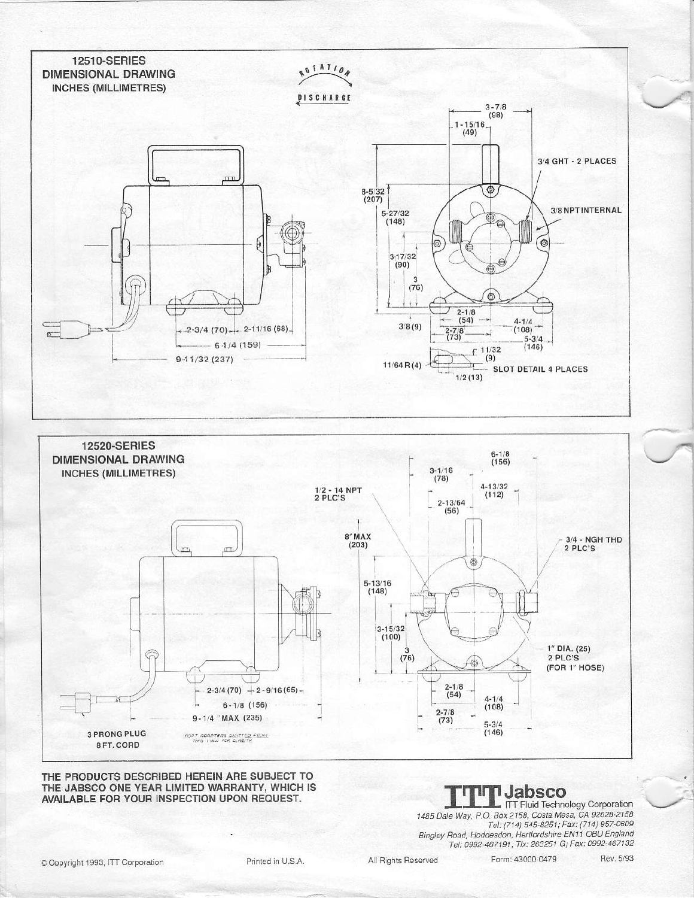## 12510-SERIES DIMENSIONAL DRAWING

INCHES (MILLIMETRES)

ROTATION

DISCHARGE

3-7/8 (98)

1-15/16 (49)

3/4 GHT - 2 PLACES

8-5/32 (207)

5-27/32 (148)

3/8 NPT INTERNAL

3-17/32 (90)

3 (76)

2-1/8 (54)

4-1/4 (108)

3/8 (9)

2-7/8 (73)

5-3/4 (146)

11/32 (9)

11/64 R (4)

SLOT DETAIL 4 PLACES

1/2 (13)

2-3/4 (70)

2-11/16 (68)

6-1/4 (159)

9-11/32 (237)

## 12520-SERIES DIMENSIONAL DRAWING

INCHES (MILLIMETRES)

6-1/8 (156)

3-1/16 (78)

4-13/32 (112)

1/2 - 14 NPT 2 PLC'S

2-13/64 (56)

8" MAX (203)

3/4 - NGH THD 2 PLC'S

5-13/16 (148)

3-15/32 (100)

3 (76)

1" DIA. (25) 2 PLC'S (FOR 1" HOSE)

2-1/8 (54)

4-1/4 (108)

2-7/8 (73)

5-3/4 (146)

2-3/4 (70)

2-9/16 (65)

6-1/8 (156)

9-1/4 "MAX (235)

3 PRONG PLUG 8 FT. CORD

PORT ADAPTERS OMITTED FROM THIS VIEW FOR CLARITY

**THE PRODUCTS DESCRIBED HEREIN ARE SUBJECT TO THE JABSCO ONE YEAR LIMITED WARRANTY, WHICH IS AVAILABLE FOR YOUR INSPECTION UPON REQUEST.**

**ITT Jabsco**
ITT Fluid Technology Corporation
*1485 Dale Way, P.O. Box 2158, Costa Mesa, CA 92628-2158*
*Tel: (714) 545-8251; Fax: (714) 957-0609*
*Bingley Road, Hoddesdon, Hertfordshire EN11 0BU England*
*Tel: 0992-467191; Tlx: 263251 G; Fax: 0992-467132*

© Copyright 1993, ITT Corporation    Printed in U.S.A.    All Rights Reserved    Form: 43000-0479    Rev. 5/93